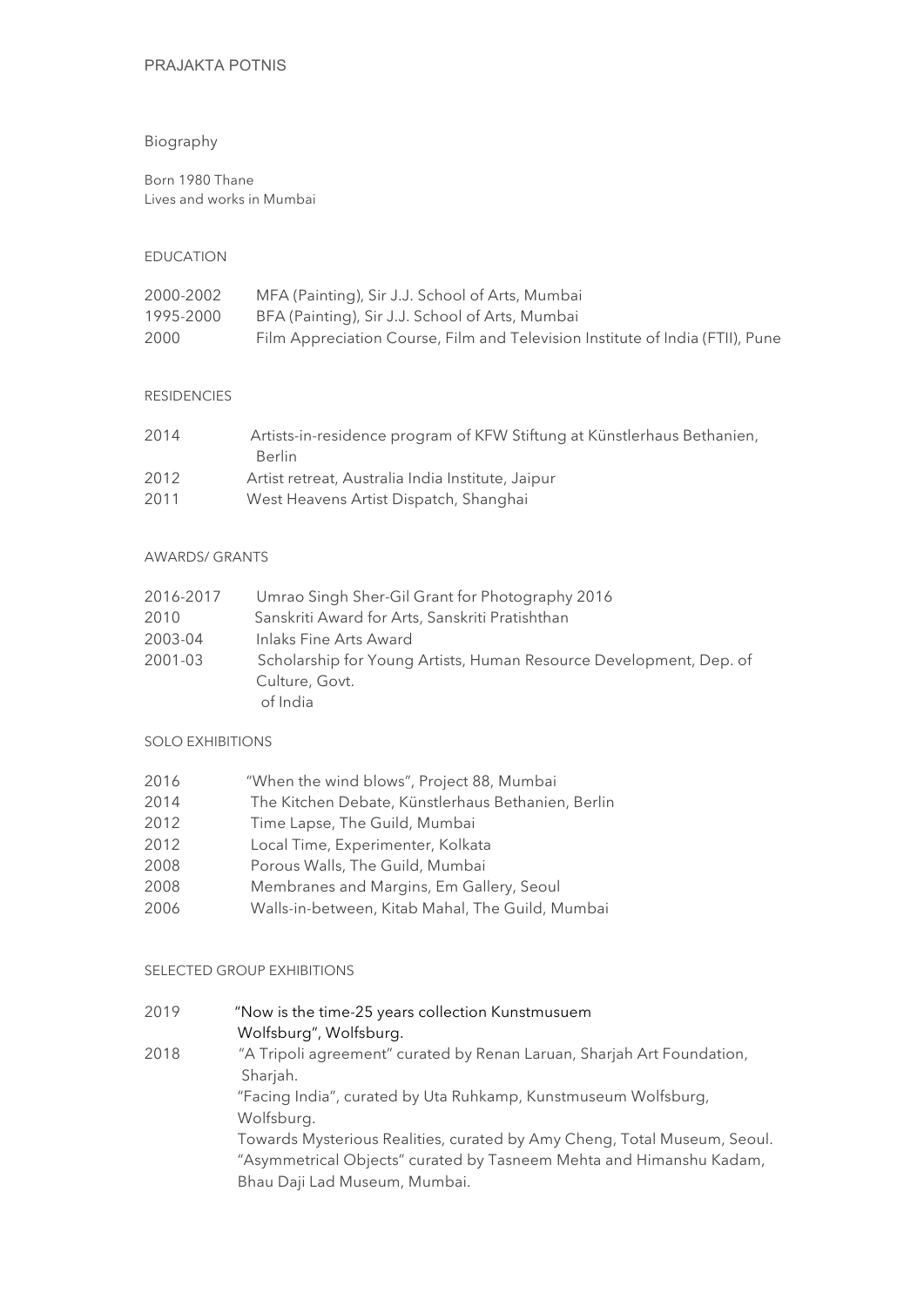# PRAJAKTA POTNIS

## Biography

Born 1980 Thane
Lives and works in Mumbai

### EDUCATION

2000-2002 MFA (Painting), Sir J.J. School of Arts, Mumbai
1995-2000 BFA (Painting), Sir J.J. School of Arts, Mumbai
2000 Film Appreciation Course, Film and Television Institute of India (FTII), Pune

### RESIDENCIES

2014 Artists-in-residence program of KFW Stiftung at Künstlerhaus Bethanien, Berlin
2012 Artist retreat, Australia India Institute, Jaipur
2011 West Heavens Artist Dispatch, Shanghai

### AWARDS/ GRANTS

2016-2017 Umrao Singh Sher-Gil Grant for Photography 2016
2010 Sanskriti Award for Arts, Sanskriti Pratishthan
2003-04 Inlaks Fine Arts Award
2001-03 Scholarship for Young Artists, Human Resource Development, Dep. of Culture, Govt. of India

### SOLO EXHIBITIONS

2016 "When the wind blows", Project 88, Mumbai
2014 The Kitchen Debate, Künstlerhaus Bethanien, Berlin
2012 Time Lapse, The Guild, Mumbai
2012 Local Time, Experimenter, Kolkata
2008 Porous Walls, The Guild, Mumbai
2008 Membranes and Margins, Em Gallery, Seoul
2006 Walls-in-between, Kitab Mahal, The Guild, Mumbai

### SELECTED GROUP EXHIBITIONS

2019 "Now is the time-25 years collection Kunstmusuem Wolfsburg", Wolfsburg.
2018 "A Tripoli agreement" curated by Renan Laruan, Sharjah Art Foundation, Sharjah.
"Facing India", curated by Uta Ruhkamp, Kunstmuseum Wolfsburg, Wolfsburg.
Towards Mysterious Realities, curated by Amy Cheng, Total Museum, Seoul.
"Asymmetrical Objects" curated by Tasneem Mehta and Himanshu Kadam, Bhau Daji Lad Museum, Mumbai.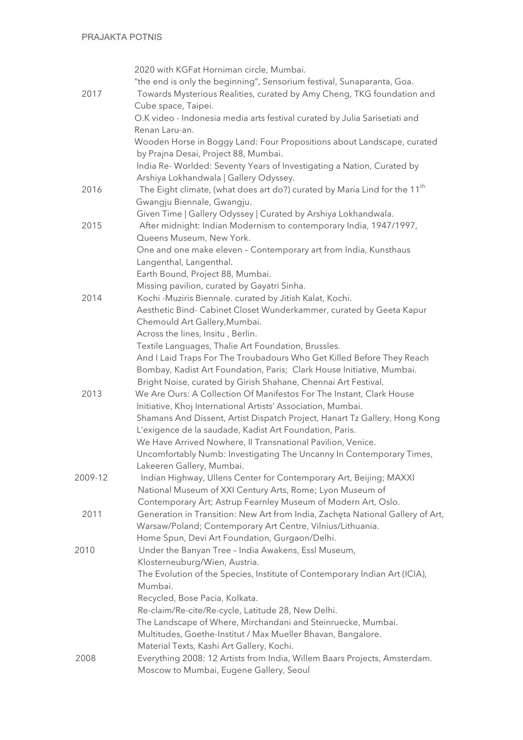| | |
|---|---|
| | 2020 with KGFat Horniman circle, Mumbai. |
| | "the end is only the beginning", Sensorium festival, Sunaparanta, Goa. |
| 2017 | Towards Mysterious Realities, curated by Amy Cheng, TKG foundation and Cube space, Taipei. |
| | O.K video - Indonesia media arts festival curated by Julia Sarisetiati and Renan Laru-an. |
| | Wooden Horse in Boggy Land: Four Propositions about Landscape, curated by Prajna Desai, Project 88, Mumbai. |
| | India Re- Worlded: Seventy Years of Investigating a Nation, Curated by Arshiya Lokhandwala \| Gallery Odyssey. |
| 2016 | The Eight climate, (what does art do?) curated by Maria Lind for the 11th Gwangju Biennale, Gwangju. |
| | Given Time \| Gallery Odyssey \| Curated by Arshiya Lokhandwala. |
| 2015 | After midnight: Indian Modernism to contemporary India, 1947/1997, Queens Museum, New York. |
| | One and one make eleven – Contemporary art from India, Kunsthaus Langenthal, Langenthal. |
| | Earth Bound, Project 88, Mumbai. |
| | Missing pavilion, curated by Gayatri Sinha. |
| 2014 | Kochi -Muziris Biennale. curated by Jitish Kalat, Kochi. |
| | Aesthetic Bind- Cabinet Closet Wunderkammer, curated by Geeta Kapur Chemould Art Gallery,Mumbai. |
| | Across the lines, Insitu , Berlin. |
| | Textile Languages, Thalie Art Foundation, Brussles. |
| | And I Laid Traps For The Troubadours Who Get Killed Before They Reach Bombay, Kadist Art Foundation, Paris; Clark House Initiative, Mumbai. |
| | Bright Noise, curated by Girish Shahane, Chennai Art Festival. |
| 2013 | We Are Ours: A Collection Of Manifestos For The Instant, Clark House Initiative, Khoj International Artists' Association, Mumbai. |
| | Shamans And Dissent, Artist Dispatch Project, Hanart Tz Gallery, Hong Kong |
| | L'exigence de la saudade, Kadist Art Foundation, Paris. |
| | We Have Arrived Nowhere, II Transnational Pavilion, Venice. |
| | Uncomfortably Numb: Investigating The Uncanny In Contemporary Times, Lakeeren Gallery, Mumbai. |
| 2009-12 | Indian Highway, Ullens Center for Contemporary Art, Beijing; MAXXI National Museum of XXI Century Arts, Rome; Lyon Museum of Contemporary Art; Astrup Fearnley Museum of Modern Art, Oslo. |
| 2011 | Generation in Transition: New Art from India, Zachęta National Gallery of Art, Warsaw/Poland; Contemporary Art Centre, Vilnius/Lithuania. |
| | Home Spun, Devi Art Foundation, Gurgaon/Delhi. |
| 2010 | Under the Banyan Tree – India Awakens, Essl Museum, Klosterneuburg/Wien, Austria. |
| | The Evolution of the Species, Institute of Contemporary Indian Art (ICIA), Mumbai. |
| | Recycled, Bose Pacia, Kolkata. |
| | Re-claim/Re-cite/Re-cycle, Latitude 28, New Delhi. |
| | The Landscape of Where, Mirchandani and Steinruecke, Mumbai. |
| | Multitudes, Goethe-Institut / Max Mueller Bhavan, Bangalore. |
| | Material Texts, Kashi Art Gallery, Kochi. |
| 2008 | Everything 2008: 12 Artists from India, Willem Baars Projects, Amsterdam. |
| | Moscow to Mumbai, Eugene Gallery, Seoul |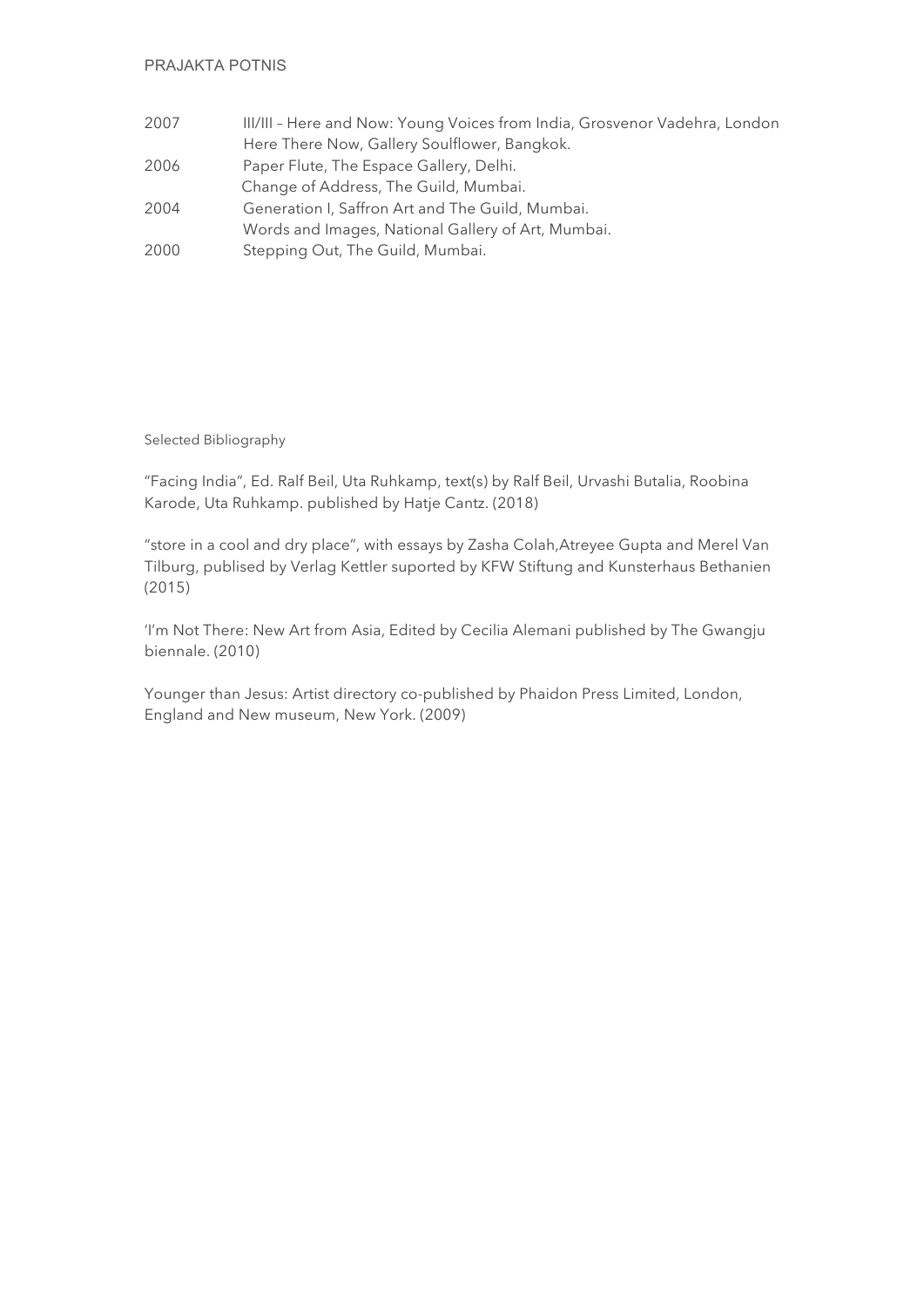| | |
|---|---|
| 2007 | III/III – Here and Now: Young Voices from India, Grosvenor Vadehra, London |
| | Here There Now, Gallery Soulflower, Bangkok. |
| 2006 | Paper Flute, The Espace Gallery, Delhi. |
| | Change of Address, The Guild, Mumbai. |
| 2004 | Generation I, Saffron Art and The Guild, Mumbai. |
| | Words and Images, National Gallery of Art, Mumbai. |
| 2000 | Stepping Out, The Guild, Mumbai. |

Selected Bibliography

"Facing India", Ed. Ralf Beil, Uta Ruhkamp, text(s) by Ralf Beil, Urvashi Butalia, Roobina Karode, Uta Ruhkamp. published by Hatje Cantz. (2018)

"store in a cool and dry place", with essays by Zasha Colah,Atreyee Gupta and Merel Van Tilburg, publised by Verlag Kettler suported by KFW Stiftung and Kunsterhaus Bethanien (2015)

'I'm Not There: New Art from Asia, Edited by Cecilia Alemani published by The Gwangju biennale. (2010)

Younger than Jesus: Artist directory co-published by Phaidon Press Limited, London, England and New museum, New York. (2009)